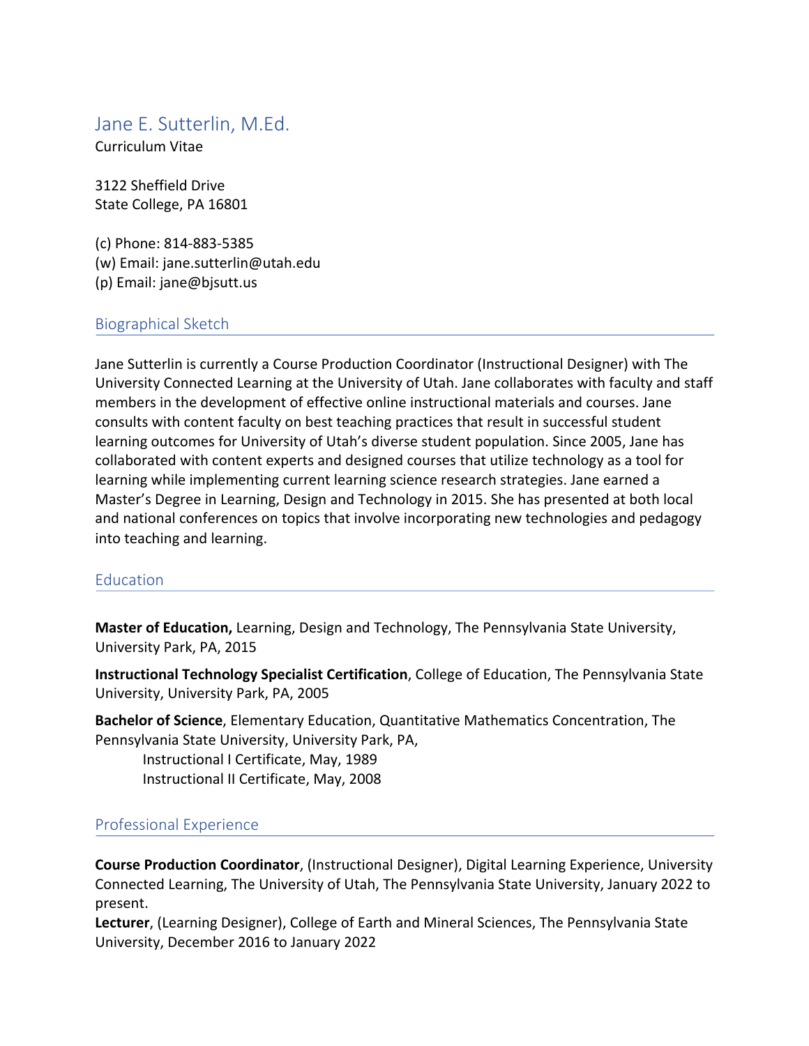# Jane E. Sutterlin, M.Ed.

Curriculum Vitae

3122 Sheffield Drive
State College, PA 16801

(c) Phone: 814-883-5385
(w) Email: jane.sutterlin@utah.edu
(p) Email: jane@bjsutt.us

## Biographical Sketch

Jane Sutterlin is currently a Course Production Coordinator (Instructional Designer) with The University Connected Learning at the University of Utah. Jane collaborates with faculty and staff members in the development of effective online instructional materials and courses. Jane consults with content faculty on best teaching practices that result in successful student learning outcomes for University of Utah's diverse student population. Since 2005, Jane has collaborated with content experts and designed courses that utilize technology as a tool for learning while implementing current learning science research strategies. Jane earned a Master's Degree in Learning, Design and Technology in 2015. She has presented at both local and national conferences on topics that involve incorporating new technologies and pedagogy into teaching and learning.

## Education

**Master of Education,** Learning, Design and Technology, The Pennsylvania State University, University Park, PA, 2015

**Instructional Technology Specialist Certification**, College of Education, The Pennsylvania State University, University Park, PA, 2005

**Bachelor of Science**, Elementary Education, Quantitative Mathematics Concentration, The Pennsylvania State University, University Park, PA,

- Instructional I Certificate, May, 1989
- Instructional II Certificate, May, 2008

## Professional Experience

**Course Production Coordinator**, (Instructional Designer), Digital Learning Experience, University Connected Learning, The University of Utah, The Pennsylvania State University, January 2022 to present.

**Lecturer**, (Learning Designer), College of Earth and Mineral Sciences, The Pennsylvania State University, December 2016 to January 2022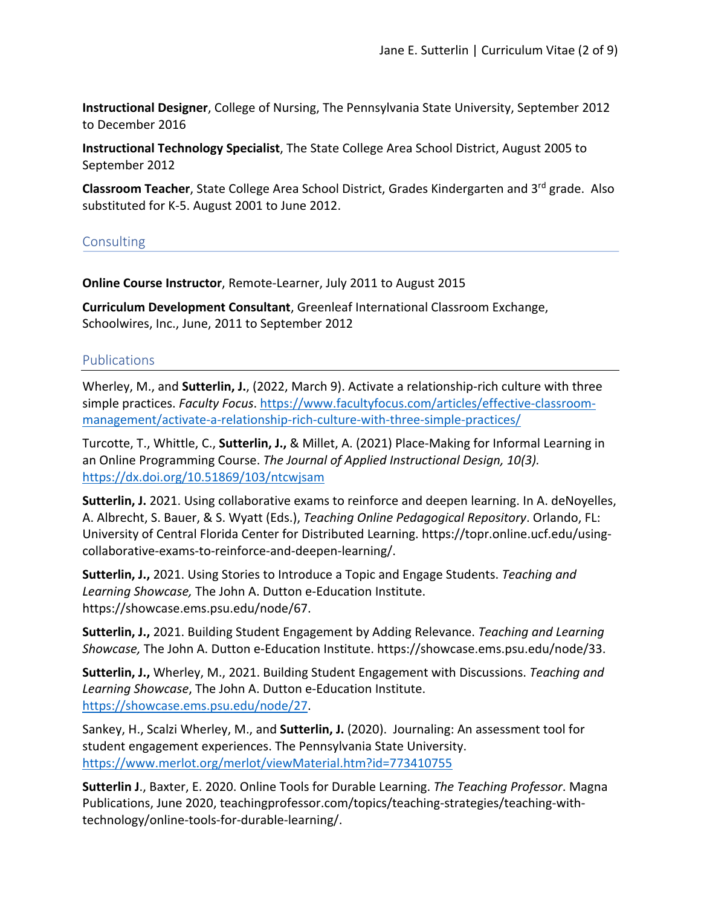**Instructional Designer**, College of Nursing, The Pennsylvania State University, September 2012 to December 2016

**Instructional Technology Specialist**, The State College Area School District, August 2005 to September 2012

**Classroom Teacher**, State College Area School District, Grades Kindergarten and 3rd grade. Also substituted for K-5. August 2001 to June 2012.

## Consulting

**Online Course Instructor**, Remote-Learner, July 2011 to August 2015

**Curriculum Development Consultant**, Greenleaf International Classroom Exchange, Schoolwires, Inc., June, 2011 to September 2012

## Publications

Wherley, M., and **Sutterlin, J.**, (2022, March 9). Activate a relationship-rich culture with three simple practices. *Faculty Focus*. https://www.facultyfocus.com/articles/effective-classroom-management/activate-a-relationship-rich-culture-with-three-simple-practices/

Turcotte, T., Whittle, C., **Sutterlin, J.,** & Millet, A. (2021) Place-Making for Informal Learning in an Online Programming Course. *The Journal of Applied Instructional Design, 10(3).* https://dx.doi.org/10.51869/103/ntcwjsam

**Sutterlin, J.** 2021. Using collaborative exams to reinforce and deepen learning. In A. deNoyelles, A. Albrecht, S. Bauer, & S. Wyatt (Eds.), *Teaching Online Pedagogical Repository*. Orlando, FL: University of Central Florida Center for Distributed Learning. https://topr.online.ucf.edu/using-collaborative-exams-to-reinforce-and-deepen-learning/.

**Sutterlin, J.,** 2021. Using Stories to Introduce a Topic and Engage Students. *Teaching and Learning Showcase,* The John A. Dutton e-Education Institute. https://showcase.ems.psu.edu/node/67.

**Sutterlin, J.,** 2021. Building Student Engagement by Adding Relevance. *Teaching and Learning Showcase,* The John A. Dutton e-Education Institute. https://showcase.ems.psu.edu/node/33.

**Sutterlin, J.,** Wherley, M., 2021. Building Student Engagement with Discussions. *Teaching and Learning Showcase*, The John A. Dutton e-Education Institute. https://showcase.ems.psu.edu/node/27.

Sankey, H., Scalzi Wherley, M., and **Sutterlin, J.** (2020). Journaling: An assessment tool for student engagement experiences. The Pennsylvania State University. https://www.merlot.org/merlot/viewMaterial.htm?id=773410755

**Sutterlin J**., Baxter, E. 2020. Online Tools for Durable Learning. *The Teaching Professor*. Magna Publications, June 2020, teachingprofessor.com/topics/teaching-strategies/teaching-with-technology/online-tools-for-durable-learning/.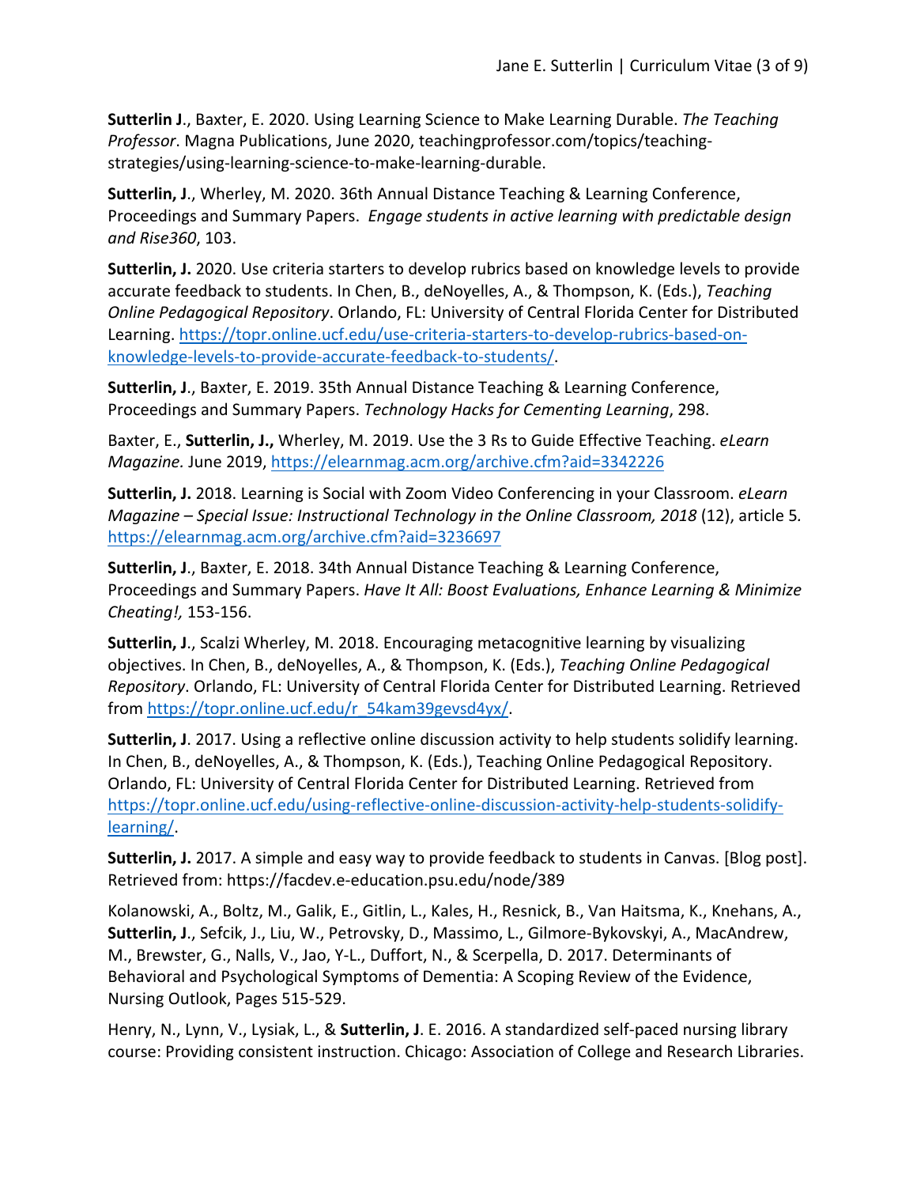**Sutterlin J**., Baxter, E. 2020. Using Learning Science to Make Learning Durable. *The Teaching Professor*. Magna Publications, June 2020, teachingprofessor.com/topics/teaching-strategies/using-learning-science-to-make-learning-durable.

**Sutterlin, J**., Wherley, M. 2020. 36th Annual Distance Teaching & Learning Conference, Proceedings and Summary Papers. *Engage students in active learning with predictable design and Rise360*, 103.

**Sutterlin, J.** 2020. Use criteria starters to develop rubrics based on knowledge levels to provide accurate feedback to students. In Chen, B., deNoyelles, A., & Thompson, K. (Eds.), *Teaching Online Pedagogical Repository*. Orlando, FL: University of Central Florida Center for Distributed Learning. https://topr.online.ucf.edu/use-criteria-starters-to-develop-rubrics-based-on-knowledge-levels-to-provide-accurate-feedback-to-students/.

**Sutterlin, J**., Baxter, E. 2019. 35th Annual Distance Teaching & Learning Conference, Proceedings and Summary Papers. *Technology Hacks for Cementing Learning*, 298.

Baxter, E., **Sutterlin, J.,** Wherley, M. 2019. Use the 3 Rs to Guide Effective Teaching. *eLearn Magazine.* June 2019, https://elearnmag.acm.org/archive.cfm?aid=3342226

**Sutterlin, J.** 2018. Learning is Social with Zoom Video Conferencing in your Classroom. *eLearn Magazine – Special Issue: Instructional Technology in the Online Classroom, 2018* (12), article 5. https://elearnmag.acm.org/archive.cfm?aid=3236697

**Sutterlin, J**., Baxter, E. 2018. 34th Annual Distance Teaching & Learning Conference, Proceedings and Summary Papers. *Have It All: Boost Evaluations, Enhance Learning & Minimize Cheating!,* 153-156.

**Sutterlin, J**., Scalzi Wherley, M. 2018. Encouraging metacognitive learning by visualizing objectives. In Chen, B., deNoyelles, A., & Thompson, K. (Eds.), *Teaching Online Pedagogical Repository*. Orlando, FL: University of Central Florida Center for Distributed Learning. Retrieved from https://topr.online.ucf.edu/r_54kam39gevsd4yx/.

**Sutterlin, J**. 2017. Using a reflective online discussion activity to help students solidify learning. In Chen, B., deNoyelles, A., & Thompson, K. (Eds.), Teaching Online Pedagogical Repository. Orlando, FL: University of Central Florida Center for Distributed Learning. Retrieved from https://topr.online.ucf.edu/using-reflective-online-discussion-activity-help-students-solidify-learning/.

**Sutterlin, J.** 2017. A simple and easy way to provide feedback to students in Canvas. [Blog post]. Retrieved from: https://facdev.e-education.psu.edu/node/389

Kolanowski, A., Boltz, M., Galik, E., Gitlin, L., Kales, H., Resnick, B., Van Haitsma, K., Knehans, A., **Sutterlin, J**., Sefcik, J., Liu, W., Petrovsky, D., Massimo, L., Gilmore-Bykovskyi, A., MacAndrew, M., Brewster, G., Nalls, V., Jao, Y-L., Duffort, N., & Scerpella, D. 2017. Determinants of Behavioral and Psychological Symptoms of Dementia: A Scoping Review of the Evidence, Nursing Outlook, Pages 515-529.

Henry, N., Lynn, V., Lysiak, L., & **Sutterlin, J**. E. 2016. A standardized self-paced nursing library course: Providing consistent instruction. Chicago: Association of College and Research Libraries.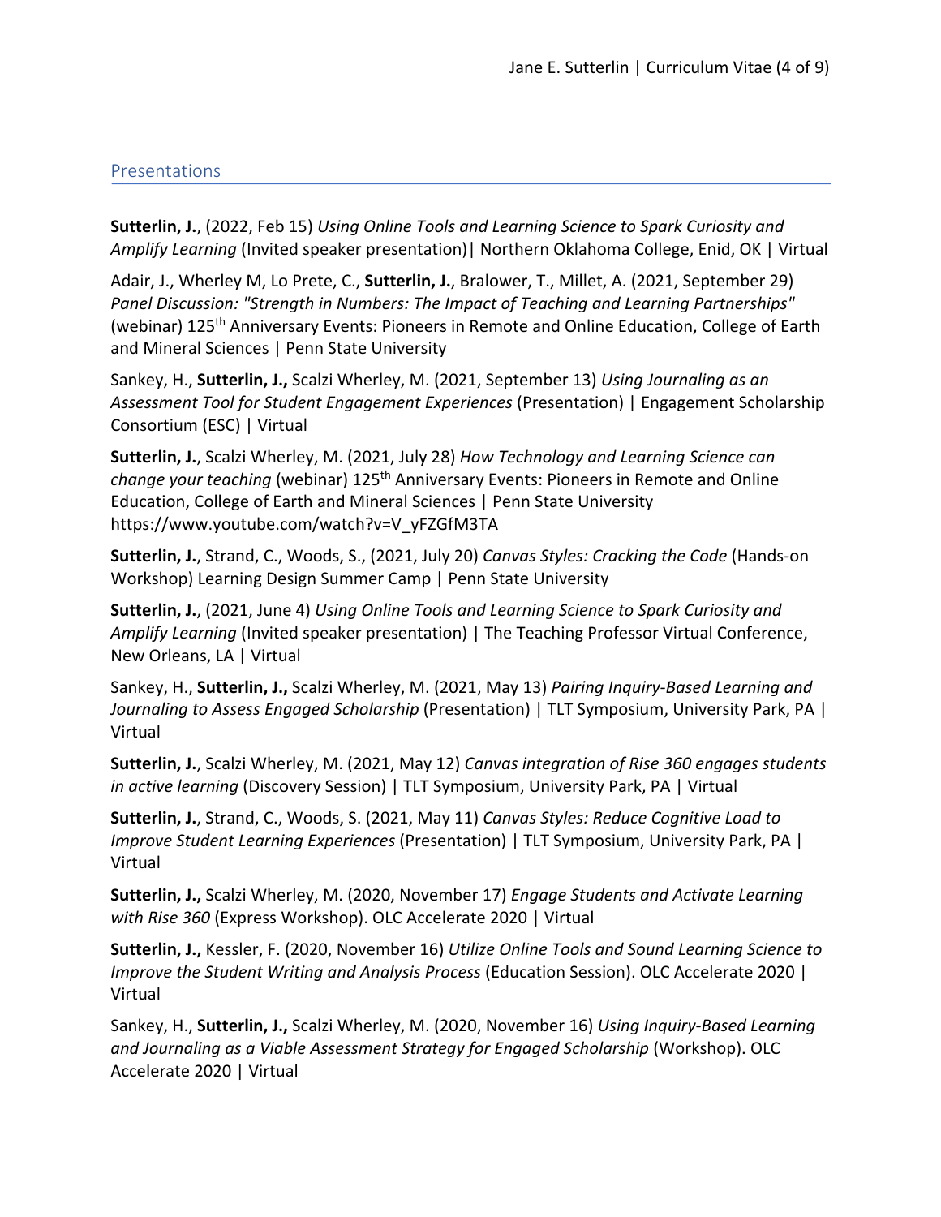## Presentations

**Sutterlin, J.**, (2022, Feb 15) *Using Online Tools and Learning Science to Spark Curiosity and Amplify Learning* (Invited speaker presentation)| Northern Oklahoma College, Enid, OK | Virtual

Adair, J., Wherley M, Lo Prete, C., **Sutterlin, J.**, Bralower, T., Millet, A. (2021, September 29) *Panel Discussion: "Strength in Numbers: The Impact of Teaching and Learning Partnerships"* (webinar) 125th Anniversary Events: Pioneers in Remote and Online Education, College of Earth and Mineral Sciences | Penn State University

Sankey, H., **Sutterlin, J.,** Scalzi Wherley, M. (2021, September 13) *Using Journaling as an Assessment Tool for Student Engagement Experiences* (Presentation) | Engagement Scholarship Consortium (ESC) | Virtual

**Sutterlin, J.**, Scalzi Wherley, M. (2021, July 28) *How Technology and Learning Science can change your teaching* (webinar) 125th Anniversary Events: Pioneers in Remote and Online Education, College of Earth and Mineral Sciences | Penn State University https://www.youtube.com/watch?v=V_yFZGfM3TA

**Sutterlin, J.**, Strand, C., Woods, S., (2021, July 20) *Canvas Styles: Cracking the Code* (Hands-on Workshop) Learning Design Summer Camp | Penn State University

**Sutterlin, J.**, (2021, June 4) *Using Online Tools and Learning Science to Spark Curiosity and Amplify Learning* (Invited speaker presentation) | The Teaching Professor Virtual Conference, New Orleans, LA | Virtual

Sankey, H., **Sutterlin, J.,** Scalzi Wherley, M. (2021, May 13) *Pairing Inquiry-Based Learning and Journaling to Assess Engaged Scholarship* (Presentation) | TLT Symposium, University Park, PA | Virtual

**Sutterlin, J.**, Scalzi Wherley, M. (2021, May 12) *Canvas integration of Rise 360 engages students in active learning* (Discovery Session) | TLT Symposium, University Park, PA | Virtual

**Sutterlin, J.**, Strand, C., Woods, S. (2021, May 11) *Canvas Styles: Reduce Cognitive Load to Improve Student Learning Experiences* (Presentation) | TLT Symposium, University Park, PA | Virtual

**Sutterlin, J.,** Scalzi Wherley, M. (2020, November 17) *Engage Students and Activate Learning with Rise 360* (Express Workshop). OLC Accelerate 2020 | Virtual

**Sutterlin, J.,** Kessler, F. (2020, November 16) *Utilize Online Tools and Sound Learning Science to Improve the Student Writing and Analysis Process* (Education Session). OLC Accelerate 2020 | Virtual

Sankey, H., **Sutterlin, J.,** Scalzi Wherley, M. (2020, November 16) *Using Inquiry-Based Learning and Journaling as a Viable Assessment Strategy for Engaged Scholarship* (Workshop). OLC Accelerate 2020 | Virtual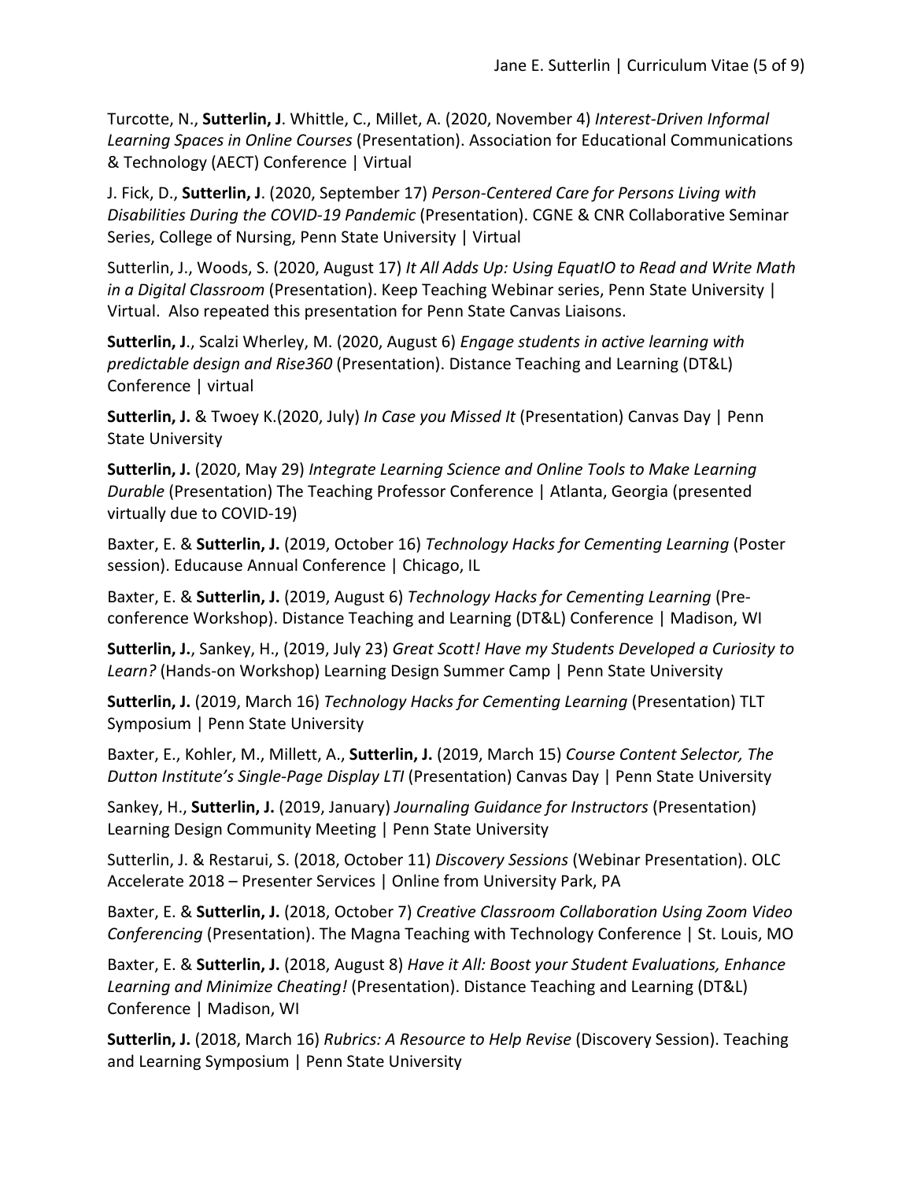Turcotte, N., **Sutterlin, J**. Whittle, C., Millet, A. (2020, November 4) *Interest-Driven Informal Learning Spaces in Online Courses* (Presentation). Association for Educational Communications & Technology (AECT) Conference | Virtual

J. Fick, D., **Sutterlin, J**. (2020, September 17) *Person-Centered Care for Persons Living with Disabilities During the COVID-19 Pandemic* (Presentation). CGNE & CNR Collaborative Seminar Series, College of Nursing, Penn State University | Virtual

Sutterlin, J., Woods, S. (2020, August 17) *It All Adds Up: Using EquatIO to Read and Write Math in a Digital Classroom* (Presentation). Keep Teaching Webinar series, Penn State University | Virtual. Also repeated this presentation for Penn State Canvas Liaisons.

**Sutterlin, J**., Scalzi Wherley, M. (2020, August 6) *Engage students in active learning with predictable design and Rise360* (Presentation). Distance Teaching and Learning (DT&L) Conference | virtual

**Sutterlin, J.** & Twoey K.(2020, July) *In Case you Missed It* (Presentation) Canvas Day | Penn State University

**Sutterlin, J.** (2020, May 29) *Integrate Learning Science and Online Tools to Make Learning Durable* (Presentation) The Teaching Professor Conference | Atlanta, Georgia (presented virtually due to COVID-19)

Baxter, E. & **Sutterlin, J.** (2019, October 16) *Technology Hacks for Cementing Learning* (Poster session). Educause Annual Conference | Chicago, IL

Baxter, E. & **Sutterlin, J.** (2019, August 6) *Technology Hacks for Cementing Learning* (Pre-conference Workshop). Distance Teaching and Learning (DT&L) Conference | Madison, WI

**Sutterlin, J.**, Sankey, H., (2019, July 23) *Great Scott! Have my Students Developed a Curiosity to Learn?* (Hands-on Workshop) Learning Design Summer Camp | Penn State University

**Sutterlin, J.** (2019, March 16) *Technology Hacks for Cementing Learning* (Presentation) TLT Symposium | Penn State University

Baxter, E., Kohler, M., Millett, A., **Sutterlin, J.** (2019, March 15) *Course Content Selector, The Dutton Institute's Single-Page Display LTI* (Presentation) Canvas Day | Penn State University

Sankey, H., **Sutterlin, J.** (2019, January) *Journaling Guidance for Instructors* (Presentation) Learning Design Community Meeting | Penn State University

Sutterlin, J. & Restarui, S. (2018, October 11) *Discovery Sessions* (Webinar Presentation). OLC Accelerate 2018 – Presenter Services | Online from University Park, PA

Baxter, E. & **Sutterlin, J.** (2018, October 7) *Creative Classroom Collaboration Using Zoom Video Conferencing* (Presentation). The Magna Teaching with Technology Conference | St. Louis, MO

Baxter, E. & **Sutterlin, J.** (2018, August 8) *Have it All: Boost your Student Evaluations, Enhance Learning and Minimize Cheating!* (Presentation). Distance Teaching and Learning (DT&L) Conference | Madison, WI

**Sutterlin, J.** (2018, March 16) *Rubrics: A Resource to Help Revise* (Discovery Session). Teaching and Learning Symposium | Penn State University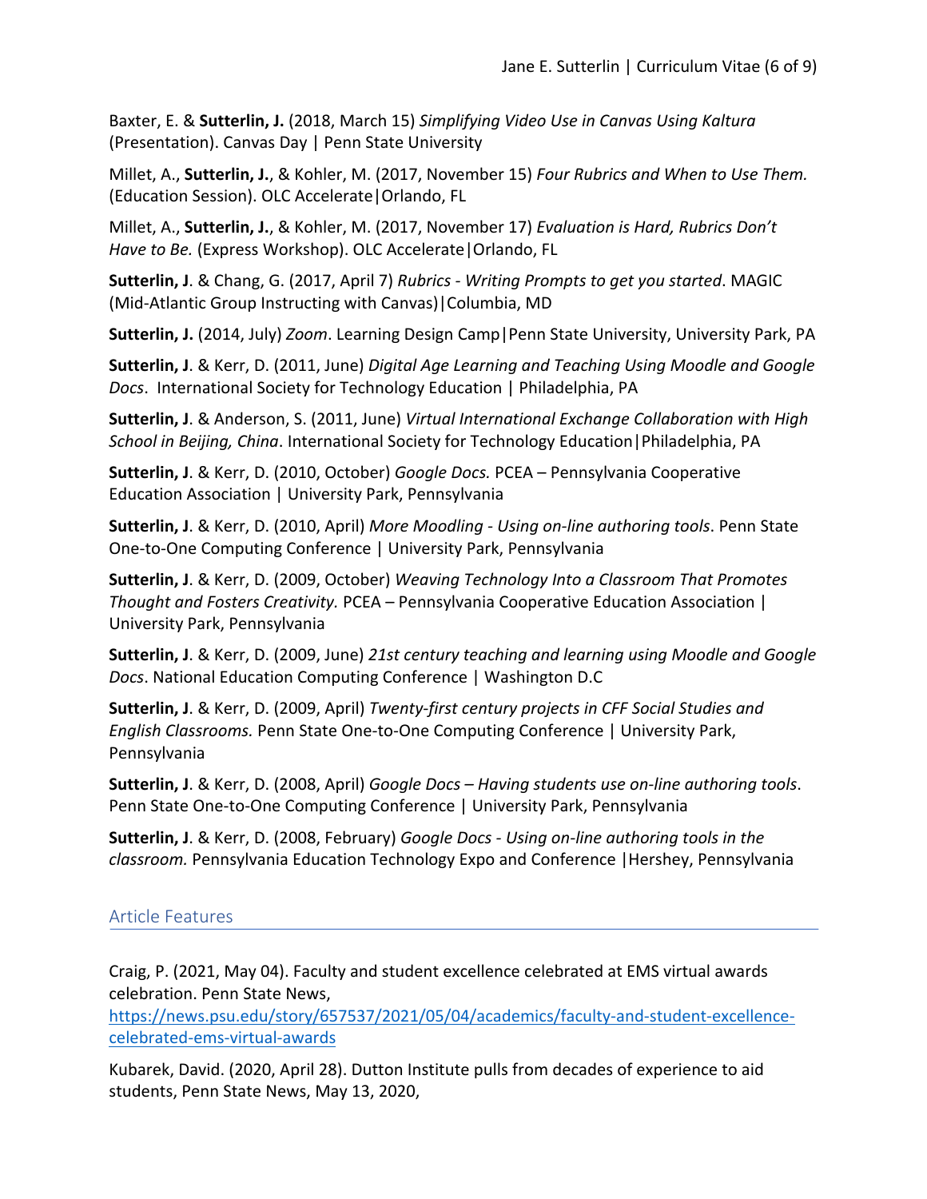Baxter, E. & **Sutterlin, J.** (2018, March 15) *Simplifying Video Use in Canvas Using Kaltura* (Presentation). Canvas Day | Penn State University

Millet, A., **Sutterlin, J.**, & Kohler, M. (2017, November 15) *Four Rubrics and When to Use Them.* (Education Session). OLC Accelerate|Orlando, FL

Millet, A., **Sutterlin, J.**, & Kohler, M. (2017, November 17) *Evaluation is Hard, Rubrics Don't Have to Be.* (Express Workshop). OLC Accelerate|Orlando, FL

**Sutterlin, J**. & Chang, G. (2017, April 7) *Rubrics - Writing Prompts to get you started*. MAGIC (Mid-Atlantic Group Instructing with Canvas)|Columbia, MD

**Sutterlin, J.** (2014, July) *Zoom*. Learning Design Camp|Penn State University, University Park, PA

**Sutterlin, J**. & Kerr, D. (2011, June) *Digital Age Learning and Teaching Using Moodle and Google Docs*. International Society for Technology Education | Philadelphia, PA

**Sutterlin, J**. & Anderson, S. (2011, June) *Virtual International Exchange Collaboration with High School in Beijing, China*. International Society for Technology Education|Philadelphia, PA

**Sutterlin, J**. & Kerr, D. (2010, October) *Google Docs.* PCEA – Pennsylvania Cooperative Education Association | University Park, Pennsylvania

**Sutterlin, J**. & Kerr, D. (2010, April) *More Moodling - Using on-line authoring tools*. Penn State One-to-One Computing Conference | University Park, Pennsylvania

**Sutterlin, J**. & Kerr, D. (2009, October) *Weaving Technology Into a Classroom That Promotes Thought and Fosters Creativity.* PCEA – Pennsylvania Cooperative Education Association | University Park, Pennsylvania

**Sutterlin, J**. & Kerr, D. (2009, June) *21st century teaching and learning using Moodle and Google Docs*. National Education Computing Conference | Washington D.C

**Sutterlin, J**. & Kerr, D. (2009, April) *Twenty-first century projects in CFF Social Studies and English Classrooms.* Penn State One-to-One Computing Conference | University Park, Pennsylvania

**Sutterlin, J**. & Kerr, D. (2008, April) *Google Docs – Having students use on-line authoring tools*. Penn State One-to-One Computing Conference | University Park, Pennsylvania

**Sutterlin, J**. & Kerr, D. (2008, February) *Google Docs - Using on-line authoring tools in the classroom.* Pennsylvania Education Technology Expo and Conference |Hershey, Pennsylvania

## Article Features

Craig, P. (2021, May 04). Faculty and student excellence celebrated at EMS virtual awards celebration. Penn State News, https://news.psu.edu/story/657537/2021/05/04/academics/faculty-and-student-excellence-celebrated-ems-virtual-awards

Kubarek, David. (2020, April 28). Dutton Institute pulls from decades of experience to aid students, Penn State News, May 13, 2020,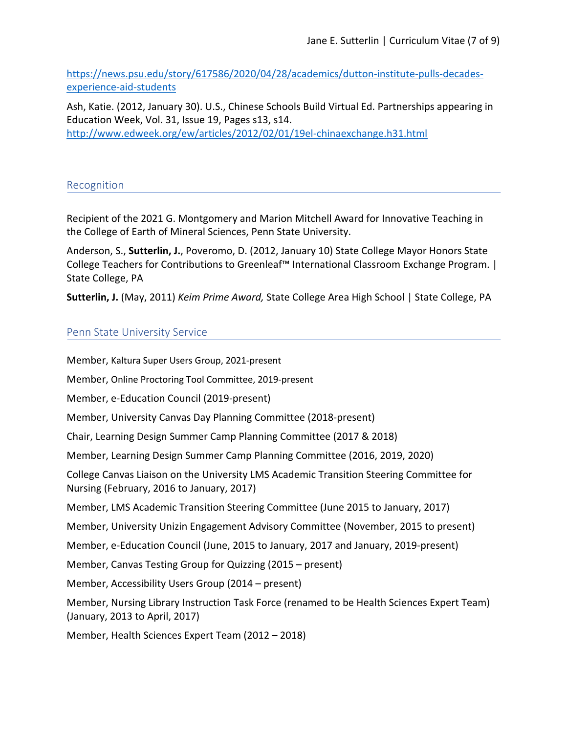https://news.psu.edu/story/617586/2020/04/28/academics/dutton-institute-pulls-decades-experience-aid-students

Ash, Katie. (2012, January 30). U.S., Chinese Schools Build Virtual Ed. Partnerships appearing in Education Week, Vol. 31, Issue 19, Pages s13, s14. http://www.edweek.org/ew/articles/2012/02/01/19el-chinaexchange.h31.html

## Recognition

Recipient of the 2021 G. Montgomery and Marion Mitchell Award for Innovative Teaching in the College of Earth of Mineral Sciences, Penn State University.

Anderson, S., **Sutterlin, J.**, Poveromo, D. (2012, January 10) State College Mayor Honors State College Teachers for Contributions to Greenleaf™ International Classroom Exchange Program. | State College, PA

**Sutterlin, J.** (May, 2011) *Keim Prime Award,* State College Area High School | State College, PA

## Penn State University Service

Member, Kaltura Super Users Group, 2021-present

Member, Online Proctoring Tool Committee, 2019-present

Member, e-Education Council (2019-present)

Member, University Canvas Day Planning Committee (2018-present)

Chair, Learning Design Summer Camp Planning Committee (2017 & 2018)

Member, Learning Design Summer Camp Planning Committee (2016, 2019, 2020)

College Canvas Liaison on the University LMS Academic Transition Steering Committee for Nursing (February, 2016 to January, 2017)

Member, LMS Academic Transition Steering Committee (June 2015 to January, 2017)

Member, University Unizin Engagement Advisory Committee (November, 2015 to present)

Member, e-Education Council (June, 2015 to January, 2017 and January, 2019-present)

Member, Canvas Testing Group for Quizzing (2015 – present)

Member, Accessibility Users Group (2014 – present)

Member, Nursing Library Instruction Task Force (renamed to be Health Sciences Expert Team) (January, 2013 to April, 2017)

Member, Health Sciences Expert Team (2012 – 2018)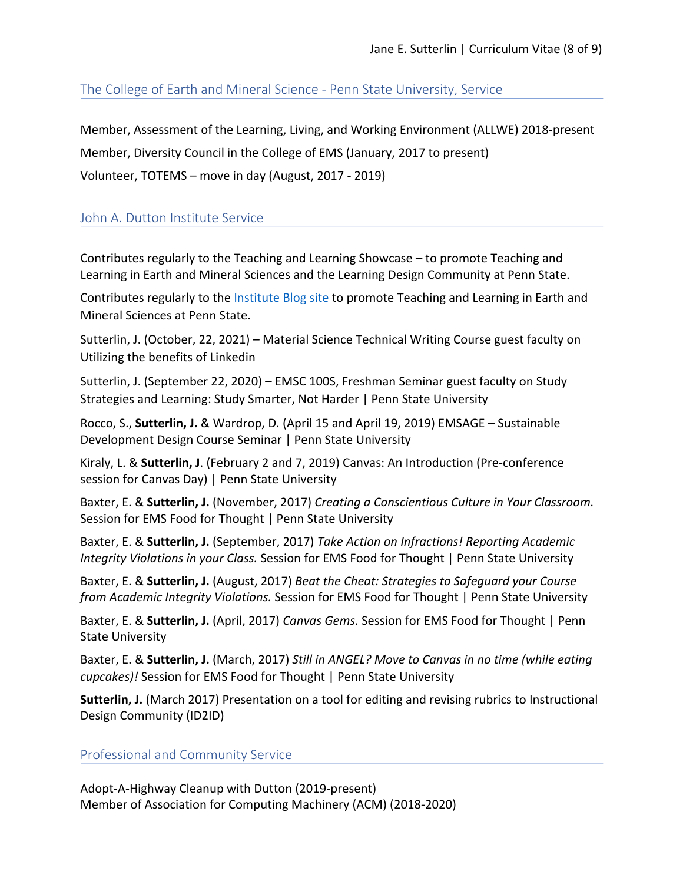## The College of Earth and Mineral Science - Penn State University, Service

Member, Assessment of the Learning, Living, and Working Environment (ALLWE) 2018-present

Member, Diversity Council in the College of EMS (January, 2017 to present)

Volunteer, TOTEMS – move in day (August, 2017 - 2019)

## John A. Dutton Institute Service

Contributes regularly to the Teaching and Learning Showcase – to promote Teaching and Learning in Earth and Mineral Sciences and the Learning Design Community at Penn State.

Contributes regularly to the Institute Blog site to promote Teaching and Learning in Earth and Mineral Sciences at Penn State.

Sutterlin, J. (October, 22, 2021) – Material Science Technical Writing Course guest faculty on Utilizing the benefits of Linkedin

Sutterlin, J. (September 22, 2020) – EMSC 100S, Freshman Seminar guest faculty on Study Strategies and Learning: Study Smarter, Not Harder | Penn State University

Rocco, S., **Sutterlin, J.** & Wardrop, D. (April 15 and April 19, 2019) EMSAGE – Sustainable Development Design Course Seminar | Penn State University

Kiraly, L. & **Sutterlin, J**. (February 2 and 7, 2019) Canvas: An Introduction (Pre-conference session for Canvas Day) | Penn State University

Baxter, E. & **Sutterlin, J.** (November, 2017) *Creating a Conscientious Culture in Your Classroom.* Session for EMS Food for Thought | Penn State University

Baxter, E. & **Sutterlin, J.** (September, 2017) *Take Action on Infractions! Reporting Academic Integrity Violations in your Class.* Session for EMS Food for Thought | Penn State University

Baxter, E. & **Sutterlin, J.** (August, 2017) *Beat the Cheat: Strategies to Safeguard your Course from Academic Integrity Violations.* Session for EMS Food for Thought | Penn State University

Baxter, E. & **Sutterlin, J.** (April, 2017) *Canvas Gems.* Session for EMS Food for Thought | Penn State University

Baxter, E. & **Sutterlin, J.** (March, 2017) *Still in ANGEL? Move to Canvas in no time (while eating cupcakes)!* Session for EMS Food for Thought | Penn State University

**Sutterlin, J.** (March 2017) Presentation on a tool for editing and revising rubrics to Instructional Design Community (ID2ID)

## Professional and Community Service

Adopt-A-Highway Cleanup with Dutton (2019-present)
Member of Association for Computing Machinery (ACM) (2018-2020)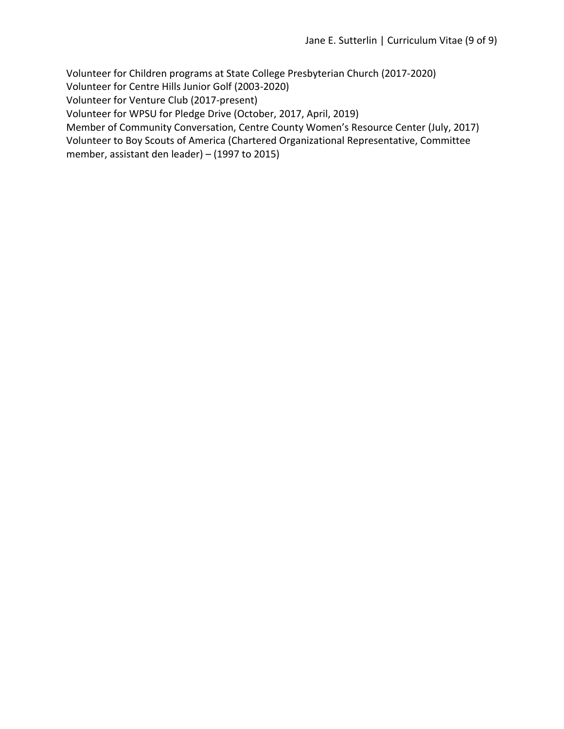Volunteer for Children programs at State College Presbyterian Church (2017-2020)
Volunteer for Centre Hills Junior Golf (2003-2020)
Volunteer for Venture Club (2017-present)
Volunteer for WPSU for Pledge Drive (October, 2017, April, 2019)
Member of Community Conversation, Centre County Women's Resource Center (July, 2017)
Volunteer to Boy Scouts of America (Chartered Organizational Representative, Committee member, assistant den leader) – (1997 to 2015)